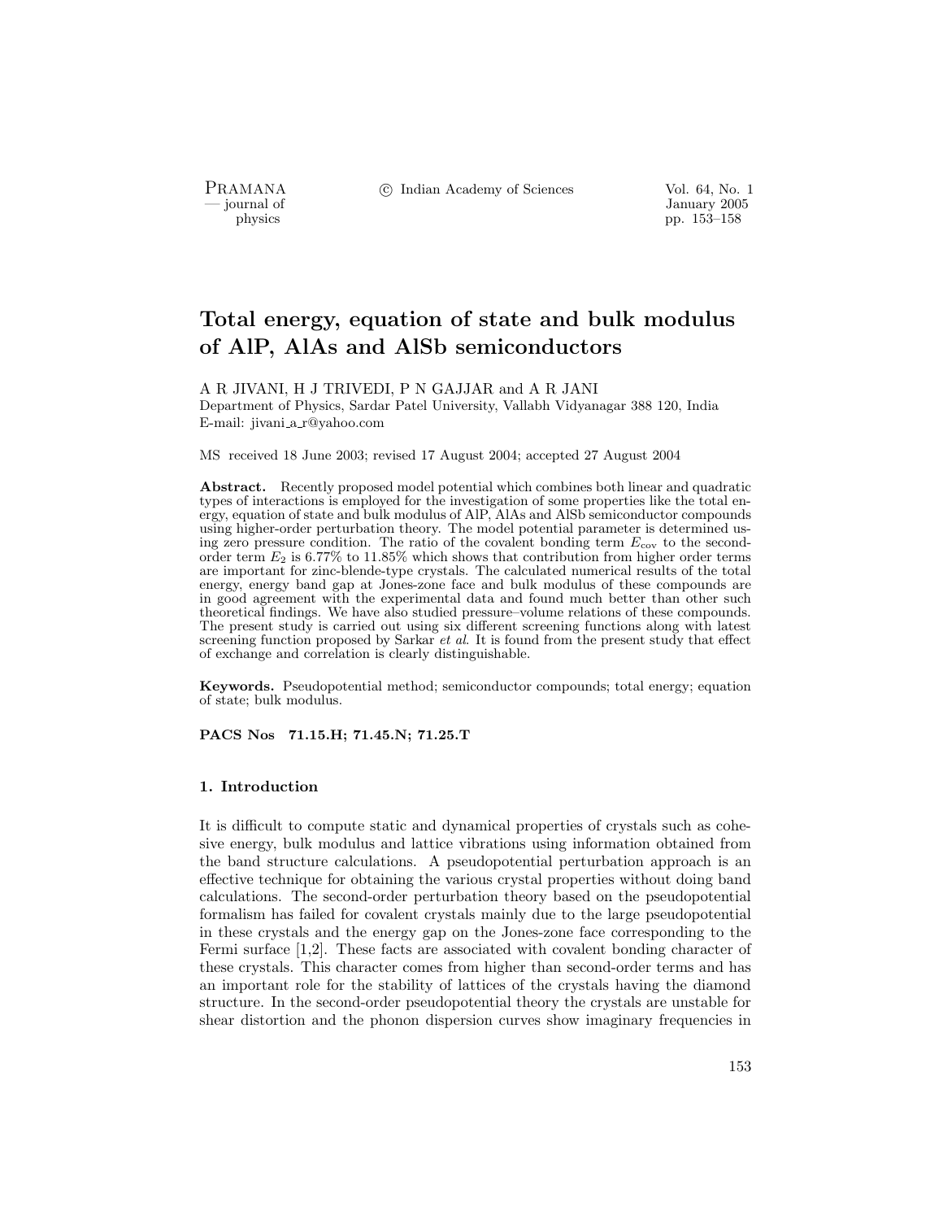# Total energy, equation of state and bulk modulus of AlP, AlAs and AlSb semiconductors

A R JIVANI, H J TRIVEDI, P N GAJJAR and A R JANI
Department of Physics, Sardar Patel University, Vallabh Vidyanagar 388 120, India
E-mail: jivani_a_r@yahoo.com

MS received 18 June 2003; revised 17 August 2004; accepted 27 August 2004

**Abstract.** Recently proposed model potential which combines both linear and quadratic types of interactions is employed for the investigation of some properties like the total energy, equation of state and bulk modulus of AlP, AlAs and AlSb semiconductor compounds using higher-order perturbation theory. The model potential parameter is determined using zero pressure condition. The ratio of the covalent bonding term $E_{\text{cov}}$ to the second-order term $E_2$ is 6.77% to 11.85% which shows that contribution from higher order terms are important for zinc-blende-type crystals. The calculated numerical results of the total energy, energy band gap at Jones-zone face and bulk modulus of these compounds are in good agreement with the experimental data and found much better than other such theoretical findings. We have also studied pressure–volume relations of these compounds. The present study is carried out using six different screening functions along with latest screening function proposed by Sarkar *et al*. It is found from the present study that effect of exchange and correlation is clearly distinguishable.

**Keywords.** Pseudopotential method; semiconductor compounds; total energy; equation of state; bulk modulus.

**PACS Nos 71.15.H; 71.45.N; 71.25.T**

## 1. Introduction

It is difficult to compute static and dynamical properties of crystals such as cohesive energy, bulk modulus and lattice vibrations using information obtained from the band structure calculations. A pseudopotential perturbation approach is an effective technique for obtaining the various crystal properties without doing band calculations. The second-order perturbation theory based on the pseudopotential formalism has failed for covalent crystals mainly due to the large pseudopotential in these crystals and the energy gap on the Jones-zone face corresponding to the Fermi surface [1,2]. These facts are associated with covalent bonding character of these crystals. This character comes from higher than second-order terms and has an important role for the stability of lattices of the crystals having the diamond structure. In the second-order pseudopotential theory the crystals are unstable for shear distortion and the phonon dispersion curves show imaginary frequencies in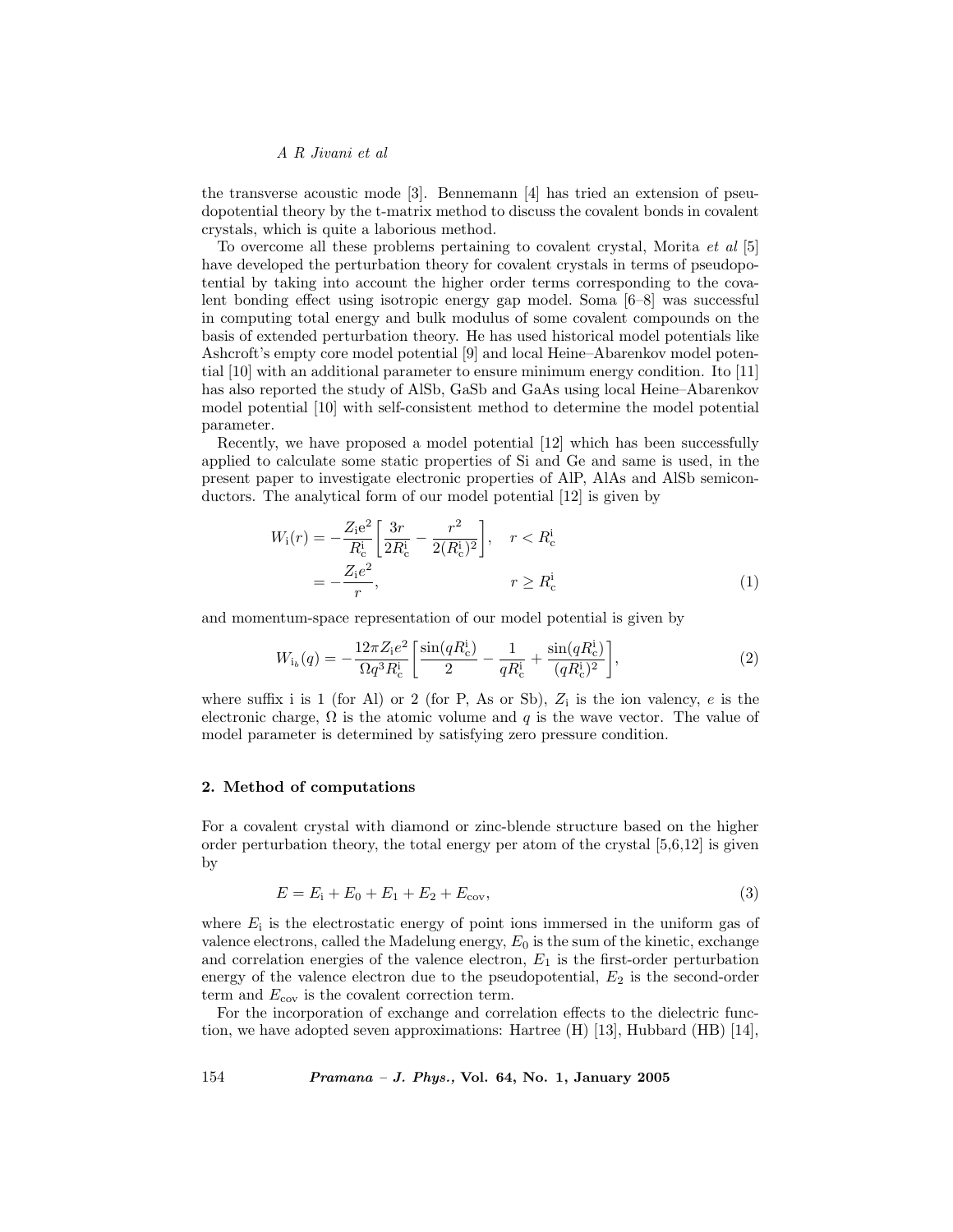the transverse acoustic mode [3]. Bennemann [4] has tried an extension of pseudopotential theory by the t-matrix method to discuss the covalent bonds in covalent crystals, which is quite a laborious method.

To overcome all these problems pertaining to covalent crystal, Morita *et al* [5] have developed the perturbation theory for covalent crystals in terms of pseudopotential by taking into account the higher order terms corresponding to the covalent bonding effect using isotropic energy gap model. Soma [6–8] was successful in computing total energy and bulk modulus of some covalent compounds on the basis of extended perturbation theory. He has used historical model potentials like Ashcroft's empty core model potential [9] and local Heine–Abarenkov model potential [10] with an additional parameter to ensure minimum energy condition. Ito [11] has also reported the study of AlSb, GaSb and GaAs using local Heine–Abarenkov model potential [10] with self-consistent method to determine the model potential parameter.

Recently, we have proposed a model potential [12] which has been successfully applied to calculate some static properties of Si and Ge and same is used, in the present paper to investigate electronic properties of AlP, AlAs and AlSb semiconductors. The analytical form of our model potential [12] is given by

$$
\begin{aligned}
W_{\mathrm{i}}(r) &= -\frac{Z_{\mathrm{i}}e^2}{R_{\mathrm{c}}^{\mathrm{i}}}\left[\frac{3r}{2R_{\mathrm{c}}^{\mathrm{i}}} - \frac{r^2}{2(R_{\mathrm{c}}^{\mathrm{i}})^2}\right], \quad r < R_{\mathrm{c}}^{\mathrm{i}} \\
&= -\frac{Z_{\mathrm{i}}e^2}{r}, \qquad\qquad\qquad\qquad r \geq R_{\mathrm{c}}^{\mathrm{i}}
\end{aligned}
\tag{1}
$$

and momentum-space representation of our model potential is given by

$$
W_{\mathrm{i_b}}(q) = -\frac{12\pi Z_{\mathrm{i}}e^2}{\Omega q^3 R_{\mathrm{c}}^{\mathrm{i}}}\left[\frac{\sin(qR_{\mathrm{c}}^{\mathrm{i}})}{2} - \frac{1}{qR_{\mathrm{c}}^{\mathrm{i}}} + \frac{\sin(qR_{\mathrm{c}}^{\mathrm{i}})}{(qR_{\mathrm{c}}^{\mathrm{i}})^2}\right], \tag{2}
$$

where suffix i is 1 (for Al) or 2 (for P, As or Sb), $Z_{\mathrm{i}}$ is the ion valency, $e$ is the electronic charge, $\Omega$ is the atomic volume and $q$ is the wave vector. The value of model parameter is determined by satisfying zero pressure condition.

## 2. Method of computations

For a covalent crystal with diamond or zinc-blende structure based on the higher order perturbation theory, the total energy per atom of the crystal [5,6,12] is given by

$$
E = E_{\mathrm{i}} + E_0 + E_1 + E_2 + E_{\mathrm{cov}}, \tag{3}
$$

where $E_{\mathrm{i}}$ is the electrostatic energy of point ions immersed in the uniform gas of valence electrons, called the Madelung energy, $E_0$ is the sum of the kinetic, exchange and correlation energies of the valence electron, $E_1$ is the first-order perturbation energy of the valence electron due to the pseudopotential, $E_2$ is the second-order term and $E_{\mathrm{cov}}$ is the covalent correction term.

For the incorporation of exchange and correlation effects to the dielectric function, we have adopted seven approximations: Hartree (H) [13], Hubbard (HB) [14],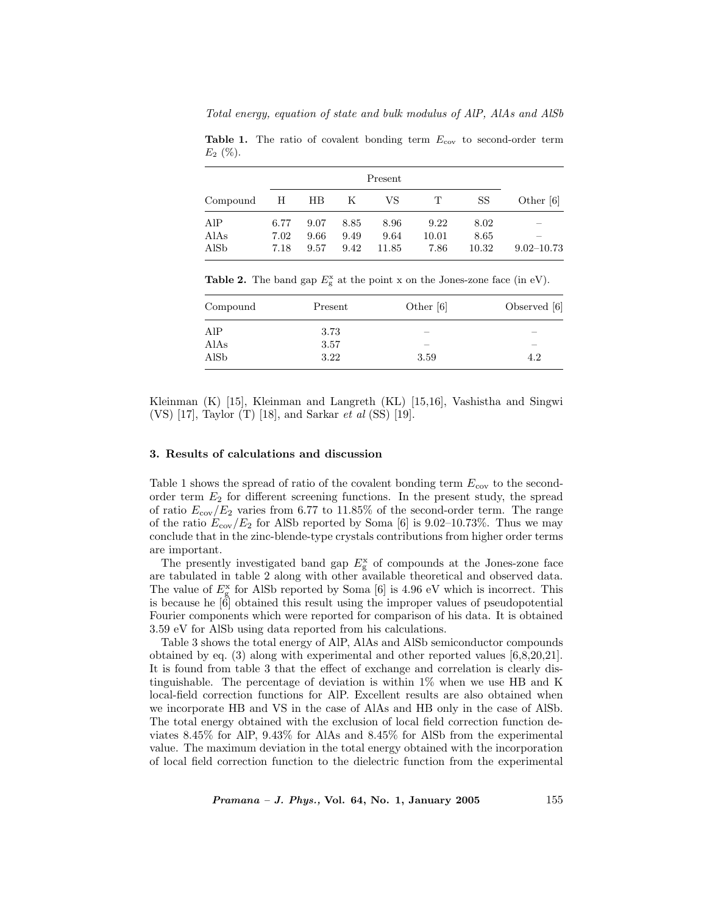**Table 1.** The ratio of covalent bonding term $E_{\mathrm{cov}}$ to second-order term $E_2$ (%).

| | Present | | | | | | |
|---|---|---|---|---|---|---|---|
| Compound | H | HB | K | VS | T | SS | Other [6] |
| AlP | 6.77 | 9.07 | 8.85 | 8.96 | 9.22 | 8.02 | – |
| AlAs | 7.02 | 9.66 | 9.49 | 9.64 | 10.01 | 8.65 | – |
| AlSb | 7.18 | 9.57 | 9.42 | 11.85 | 7.86 | 10.32 | 9.02–10.73 |

**Table 2.** The band gap $E_{\mathrm{g}}^{\mathrm{x}}$ at the point x on the Jones-zone face (in eV).

| Compound | Present | Other [6] | Observed [6] |
|---|---|---|---|
| AlP | 3.73 | – | – |
| AlAs | 3.57 | – | – |
| AlSb | 3.22 | 3.59 | 4.2 |

Kleinman (K) [15], Kleinman and Langreth (KL) [15,16], Vashistha and Singwi (VS) [17], Taylor (T) [18], and Sarkar *et al* (SS) [19].

### 3. Results of calculations and discussion

Table 1 shows the spread of ratio of the covalent bonding term $E_{\mathrm{cov}}$ to the second-order term $E_2$ for different screening functions. In the present study, the spread of ratio $E_{\mathrm{cov}}/E_2$ varies from 6.77 to 11.85% of the second-order term. The range of the ratio $E_{\mathrm{cov}}/E_2$ for AlSb reported by Soma [6] is 9.02–10.73%. Thus we may conclude that in the zinc-blende-type crystals contributions from higher order terms are important.

The presently investigated band gap $E_{\mathrm{g}}^{\mathrm{x}}$ of compounds at the Jones-zone face are tabulated in table 2 along with other available theoretical and observed data. The value of $E_{\mathrm{g}}^{\mathrm{x}}$ for AlSb reported by Soma [6] is 4.96 eV which is incorrect. This is because he [6] obtained this result using the improper values of pseudopotential Fourier components which were reported for comparison of his data. It is obtained 3.59 eV for AlSb using data reported from his calculations.

Table 3 shows the total energy of AlP, AlAs and AlSb semiconductor compounds obtained by eq. (3) along with experimental and other reported values [6,8,20,21]. It is found from table 3 that the effect of exchange and correlation is clearly distinguishable. The percentage of deviation is within 1% when we use HB and K local-field correction functions for AlP. Excellent results are also obtained when we incorporate HB and VS in the case of AlAs and HB only in the case of AlSb. The total energy obtained with the exclusion of local field correction function deviates 8.45% for AlP, 9.43% for AlAs and 8.45% for AlSb from the experimental value. The maximum deviation in the total energy obtained with the incorporation of local field correction function to the dielectric function from the experimental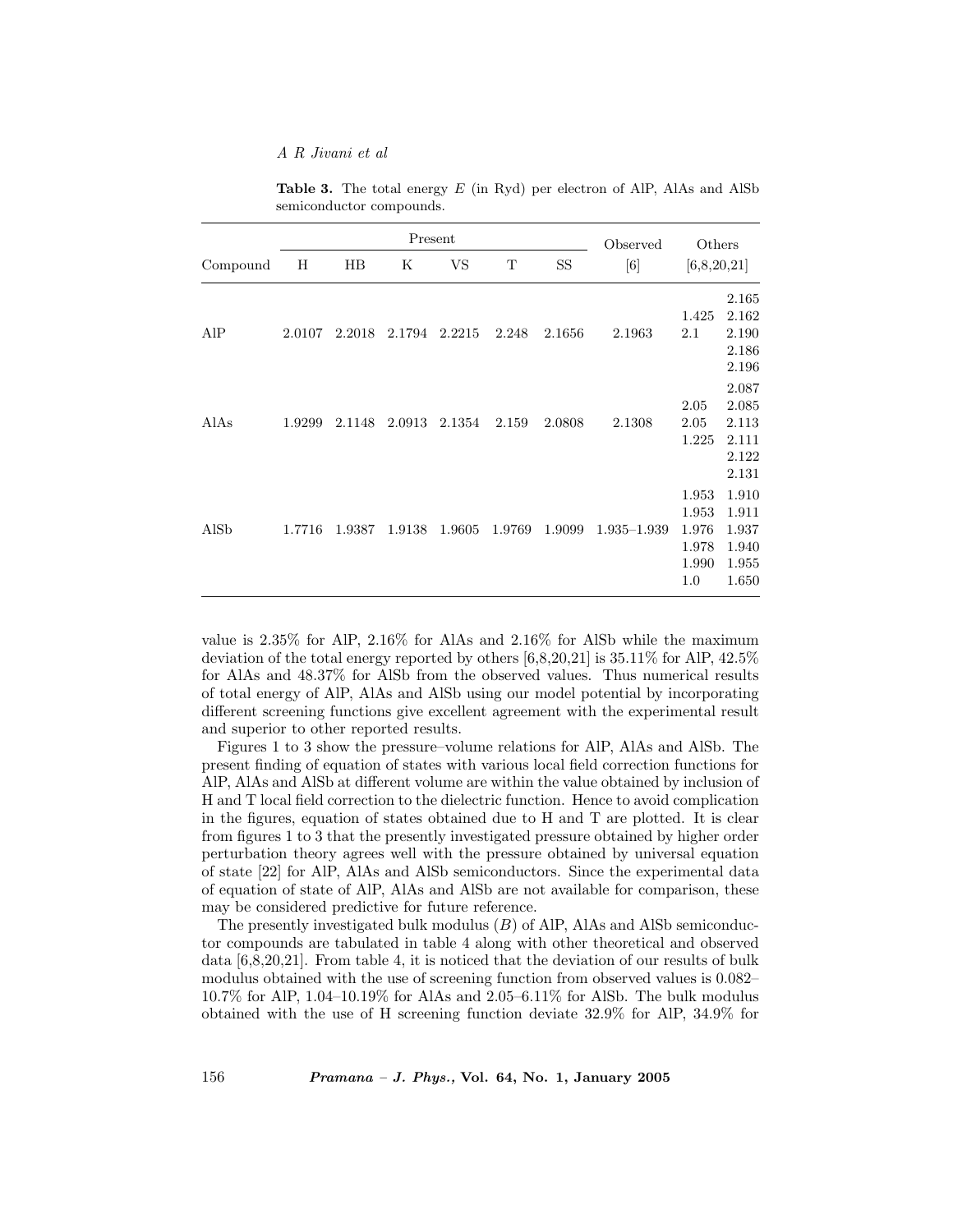**Table 3.** The total energy $E$ (in Ryd) per electron of AlP, AlAs and AlSb semiconductor compounds.

| Compound | Present | | | | | | Observed | Others | |
|---|---|---|---|---|---|---|---|---|---|
| | H | HB | K | VS | T | SS | [6] | [6,8,20,21] | |
| AlP | 2.0107 | 2.2018 | 2.1794 | 2.2215 | 2.248 | 2.1656 | 2.1963 | 1.425<br>2.1 | 2.165<br>2.162<br>2.190<br>2.186<br>2.196 |
| AlAs | 1.9299 | 2.1148 | 2.0913 | 2.1354 | 2.159 | 2.0808 | 2.1308 | 2.05<br>2.05<br>1.225 | 2.087<br>2.085<br>2.113<br>2.111<br>2.122<br>2.131 |
| AlSb | 1.7716 | 1.9387 | 1.9138 | 1.9605 | 1.9769 | 1.9099 | 1.935–1.939 | 1.953<br>1.953<br>1.976<br>1.978<br>1.990<br>1.0 | 1.910<br>1.911<br>1.937<br>1.940<br>1.955<br>1.650 |

value is 2.35% for AlP, 2.16% for AlAs and 2.16% for AlSb while the maximum deviation of the total energy reported by others [6,8,20,21] is 35.11% for AlP, 42.5% for AlAs and 48.37% for AlSb from the observed values. Thus numerical results of total energy of AlP, AlAs and AlSb using our model potential by incorporating different screening functions give excellent agreement with the experimental result and superior to other reported results.

Figures 1 to 3 show the pressure–volume relations for AlP, AlAs and AlSb. The present finding of equation of states with various local field correction functions for AlP, AlAs and AlSb at different volume are within the value obtained by inclusion of H and T local field correction to the dielectric function. Hence to avoid complication in the figures, equation of states obtained due to H and T are plotted. It is clear from figures 1 to 3 that the presently investigated pressure obtained by higher order perturbation theory agrees well with the pressure obtained by universal equation of state [22] for AlP, AlAs and AlSb semiconductors. Since the experimental data of equation of state of AlP, AlAs and AlSb are not available for comparison, these may be considered predictive for future reference.

The presently investigated bulk modulus ($B$) of AlP, AlAs and AlSb semiconductor compounds are tabulated in table 4 along with other theoretical and observed data [6,8,20,21]. From table 4, it is noticed that the deviation of our results of bulk modulus obtained with the use of screening function from observed values is 0.082–10.7% for AlP, 1.04–10.19% for AlAs and 2.05–6.11% for AlSb. The bulk modulus obtained with the use of H screening function deviate 32.9% for AlP, 34.9% for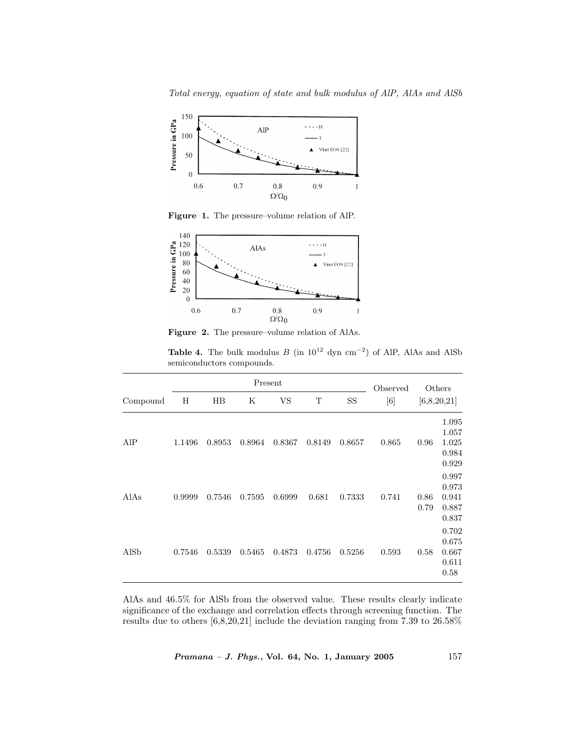**Figure 1.** The pressure–volume relation of AlP.

**Figure 2.** The pressure–volume relation of AlAs.

**Table 4.** The bulk modulus $B$ (in $10^{12}$ dyn cm$^{-2}$) of AlP, AlAs and AlSb semiconductors compounds.

| Compound | Present | | | | | | Observed | Others | |
|---|---|---|---|---|---|---|---|---|---|
| | H | HB | K | VS | T | SS | [6] | [6,8,20,21] | |
| AlP | 1.1496 | 0.8953 | 0.8964 | 0.8367 | 0.8149 | 0.8657 | 0.865 | 0.96 | 1.095<br>1.057<br>1.025<br>0.984<br>0.929 |
| AlAs | 0.9999 | 0.7546 | 0.7595 | 0.6999 | 0.681 | 0.7333 | 0.741 | 0.86<br>0.79 | 0.997<br>0.973<br>0.941<br>0.887<br>0.837 |
| AlSb | 0.7546 | 0.5339 | 0.5465 | 0.4873 | 0.4756 | 0.5256 | 0.593 | 0.58 | 0.702<br>0.675<br>0.667<br>0.611<br>0.58 |

AlAs and 46.5% for AlSb from the observed value. These results clearly indicate significance of the exchange and correlation effects through screening function. The results due to others [6,8,20,21] include the deviation ranging from 7.39 to 26.58%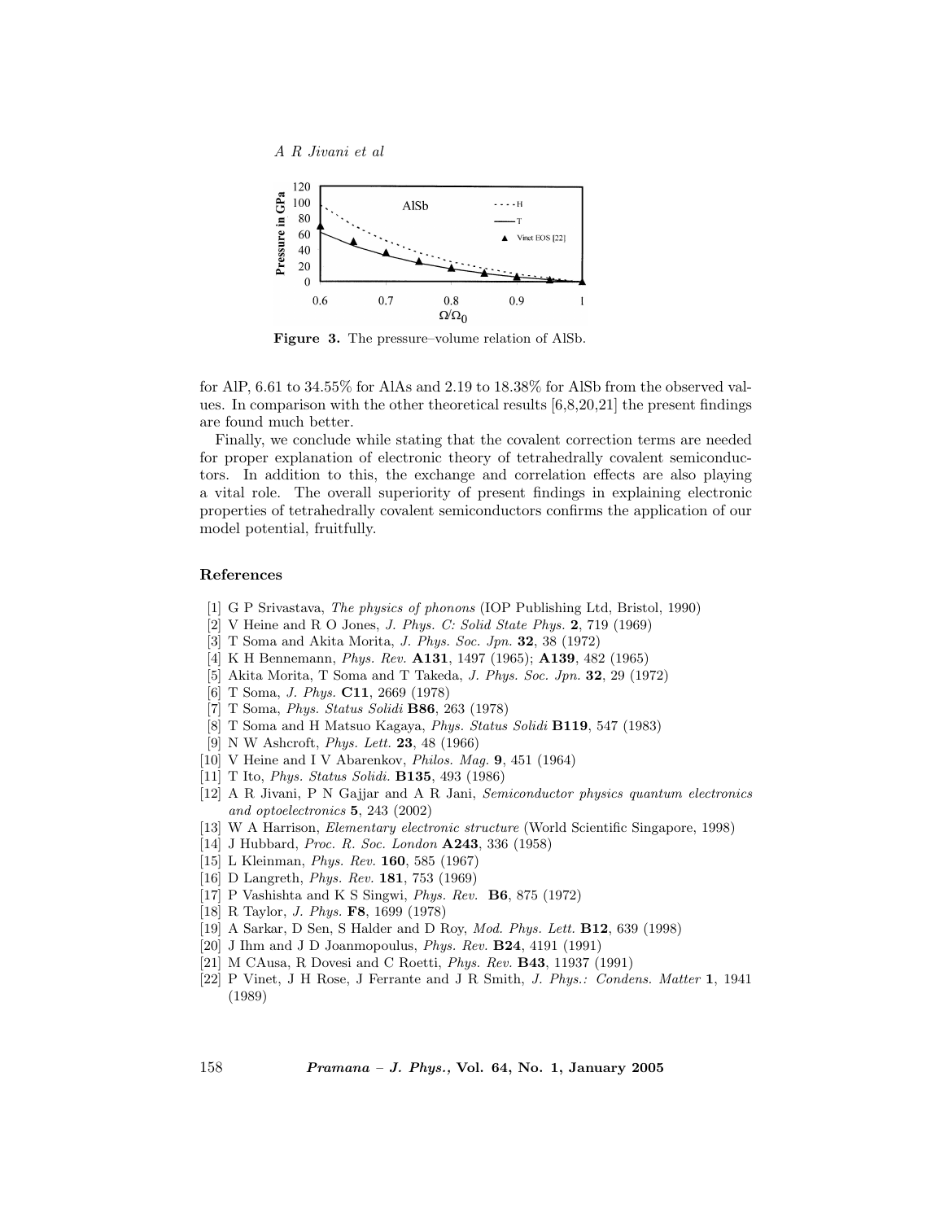120
100
80
60
40
20
0
Pressure in GPa
AlSb
H
T
Vinet EOS [22]
0.6
0.7
0.8
0.9
1
$\Omega/\Omega_0$

**Figure 3.** The pressure–volume relation of AlSb.

for AlP, 6.61 to 34.55% for AlAs and 2.19 to 18.38% for AlSb from the observed values. In comparison with the other theoretical results [6,8,20,21] the present findings are found much better.

Finally, we conclude while stating that the covalent correction terms are needed for proper explanation of electronic theory of tetrahedrally covalent semiconductors. In addition to this, the exchange and correlation effects are also playing a vital role. The overall superiority of present findings in explaining electronic properties of tetrahedrally covalent semiconductors confirms the application of our model potential, fruitfully.

## References

[1] G P Srivastava, *The physics of phonons* (IOP Publishing Ltd, Bristol, 1990)
[2] V Heine and R O Jones, *J. Phys. C: Solid State Phys.* **2**, 719 (1969)
[3] T Soma and Akita Morita, *J. Phys. Soc. Jpn.* **32**, 38 (1972)
[4] K H Bennemann, *Phys. Rev.* **A131**, 1497 (1965); **A139**, 482 (1965)
[5] Akita Morita, T Soma and T Takeda, *J. Phys. Soc. Jpn.* **32**, 29 (1972)
[6] T Soma, *J. Phys.* **C11**, 2669 (1978)
[7] T Soma, *Phys. Status Solidi* **B86**, 263 (1978)
[8] T Soma and H Matsuo Kagaya, *Phys. Status Solidi* **B119**, 547 (1983)
[9] N W Ashcroft, *Phys. Lett.* **23**, 48 (1966)
[10] V Heine and I V Abarenkov, *Philos. Mag.* **9**, 451 (1964)
[11] T Ito, *Phys. Status Solidi.* **B135**, 493 (1986)
[12] A R Jivani, P N Gajjar and A R Jani, *Semiconductor physics quantum electronics and optoelectronics* **5**, 243 (2002)
[13] W A Harrison, *Elementary electronic structure* (World Scientific Singapore, 1998)
[14] J Hubbard, *Proc. R. Soc. London* **A243**, 336 (1958)
[15] L Kleinman, *Phys. Rev.* **160**, 585 (1967)
[16] D Langreth, *Phys. Rev.* **181**, 753 (1969)
[17] P Vashishta and K S Singwi, *Phys. Rev.* **B6**, 875 (1972)
[18] R Taylor, *J. Phys.* **F8**, 1699 (1978)
[19] A Sarkar, D Sen, S Halder and D Roy, *Mod. Phys. Lett.* **B12**, 639 (1998)
[20] J Ihm and J D Joanmopoulus, *Phys. Rev.* **B24**, 4191 (1991)
[21] M CAusa, R Dovesi and C Roetti, *Phys. Rev.* **B43**, 11937 (1991)
[22] P Vinet, J H Rose, J Ferrante and J R Smith, *J. Phys.: Condens. Matter* **1**, 1941 (1989)